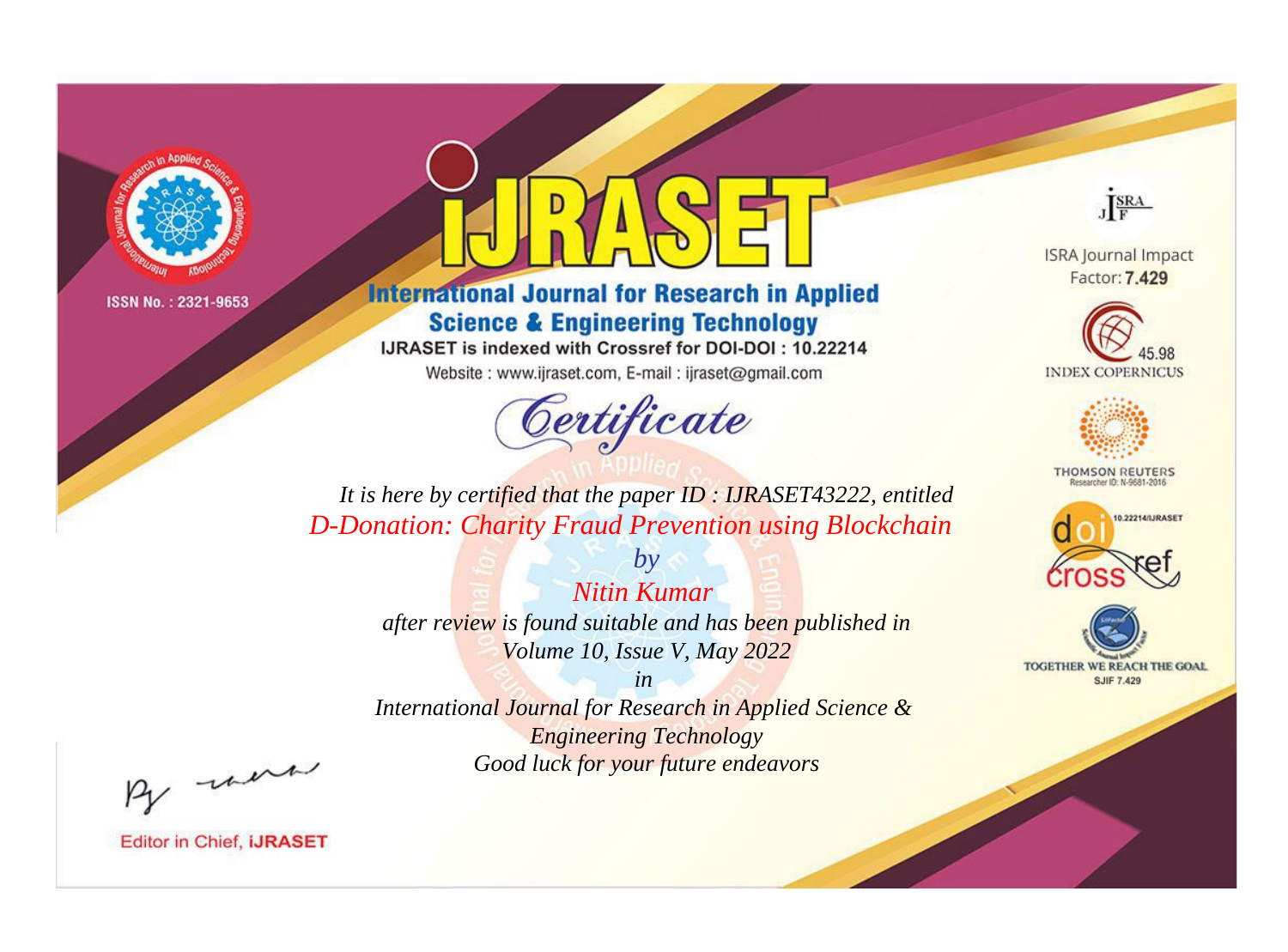ISSN No. : 2321-9653

# IJRASET

## International Journal for Research in Applied Science & Engineering Technology

IJRASET is indexed with Crossref for DOI-DOI : 10.22214

Website : www.ijraset.com, E-mail : ijraset@gmail.com

ISRA Journal Impact Factor: **7.429**

45.98 INDEX COPERNICUS

THOMSON REUTERS Researcher ID: N-9681-2016

10.22214/IJRASET

TOGETHER WE REACH THE GOAL SJIF 7.429

# Certificate

*It is here by certified that the paper ID : IJRASET43222, entitled*

*D-Donation: Charity Fraud Prevention using Blockchain*

*by*

*Nitin Kumar*

*after review is found suitable and has been published in*

*Volume 10, Issue V, May 2022*

*in*

*International Journal for Research in Applied Science & Engineering Technology*

*Good luck for your future endeavors*

Editor in Chief, **iJRASET**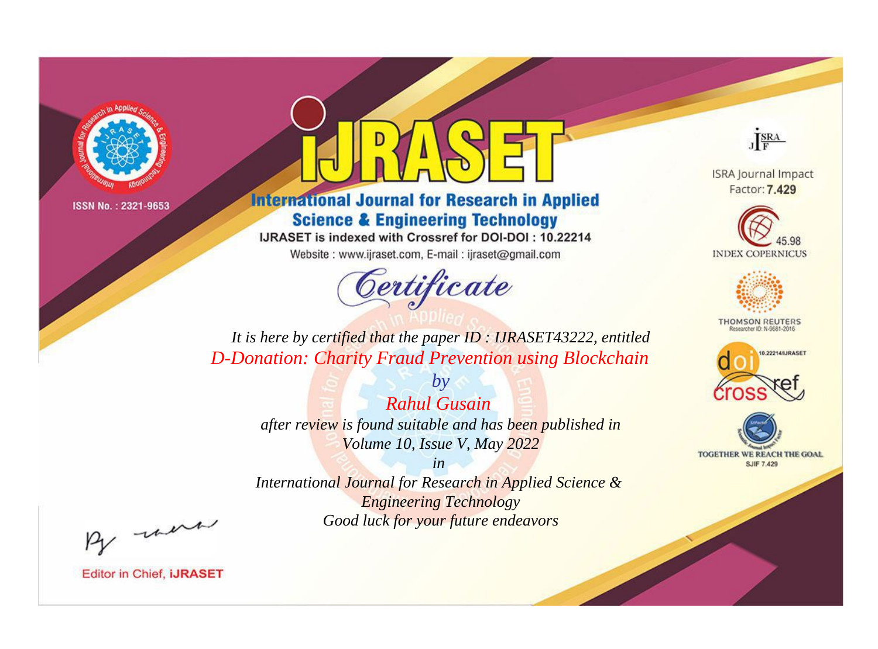ISSN No. : 2321-9653

# iJRASET

## International Journal for Research in Applied Science & Engineering Technology

IJRASET is indexed with Crossref for DOI-DOI : 10.22214

Website : www.ijraset.com, E-mail : ijraset@gmail.com

ISRA Journal Impact Factor: **7.429**

45.98 INDEX COPERNICUS

THOMSON REUTERS Researcher ID: N-9681-2016

10.22214/IJRASET

TOGETHER WE REACH THE GOAL SJIF 7.429

*Certificate*

*It is here by certified that the paper ID : IJRASET43222, entitled*

*D-Donation: Charity Fraud Prevention using Blockchain*

*by*

*Rahul Gusain*

*after review is found suitable and has been published in*

*Volume 10, Issue V, May 2022*

*in*

*International Journal for Research in Applied Science & Engineering Technology*

*Good luck for your future endeavors*

Editor in Chief, **iJRASET**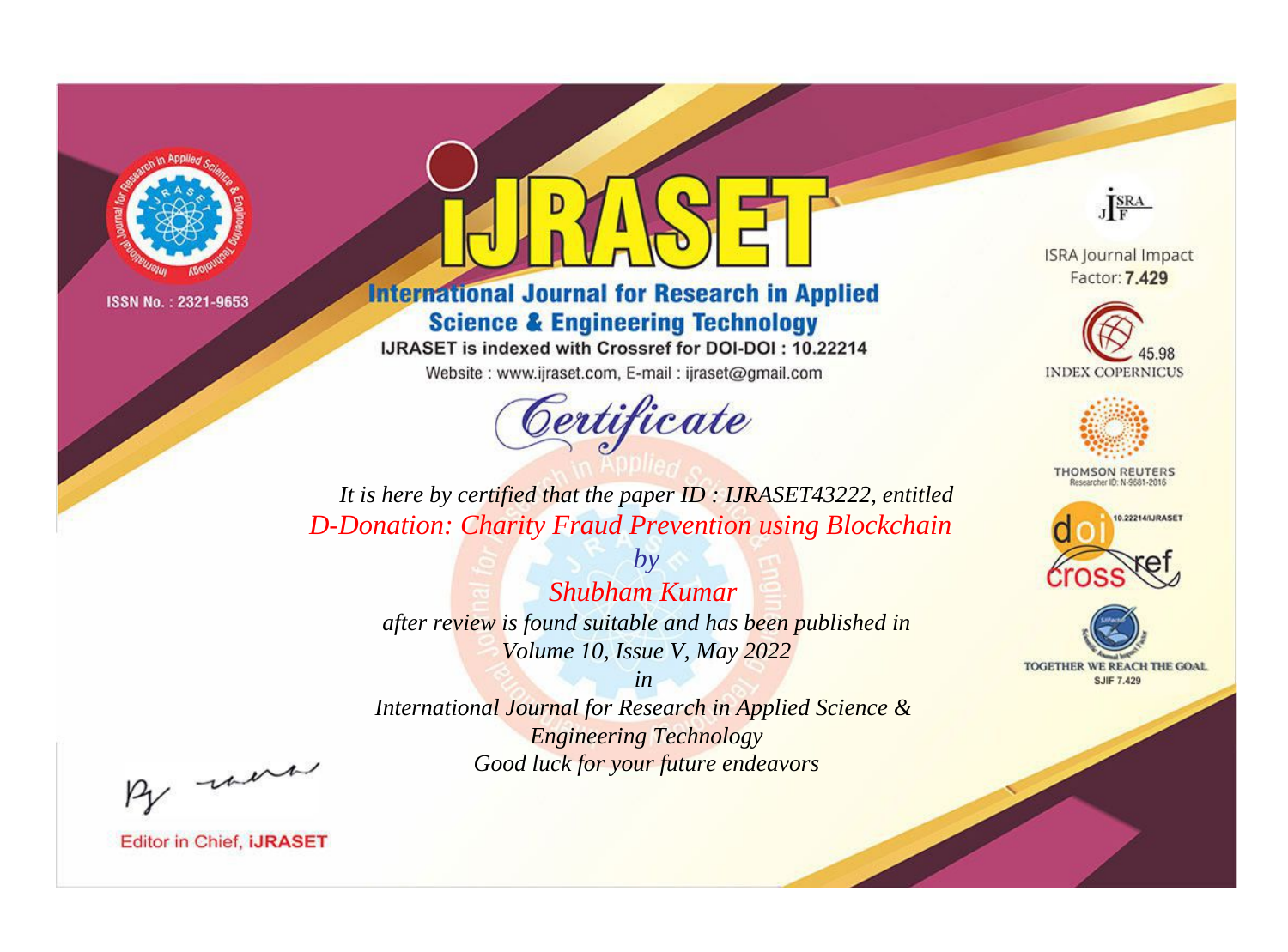ISSN No. : 2321-9653

# iJRASET

## International Journal for Research in Applied Science & Engineering Technology

IJRASET is indexed with Crossref for DOI-DOI : 10.22214

Website : www.ijraset.com, E-mail : ijraset@gmail.com

# *Certificate*

*It is here by certified that the paper ID : IJRASET43222, entitled*

*D-Donation: Charity Fraud Prevention using Blockchain*

*by*

*Shubham Kumar*

*after review is found suitable and has been published in*

*Volume 10, Issue V, May 2022*

*in*

*International Journal for Research in Applied Science & Engineering Technology*

*Good luck for your future endeavors*

ISRA Journal Impact Factor: **7.429**

45.98 INDEX COPERNICUS

THOMSON REUTERS Researcher ID: N-9681-2016

10.22214/IJRASET

TOGETHER WE REACH THE GOAL SJIF 7.429

Editor in Chief, **iJRASET**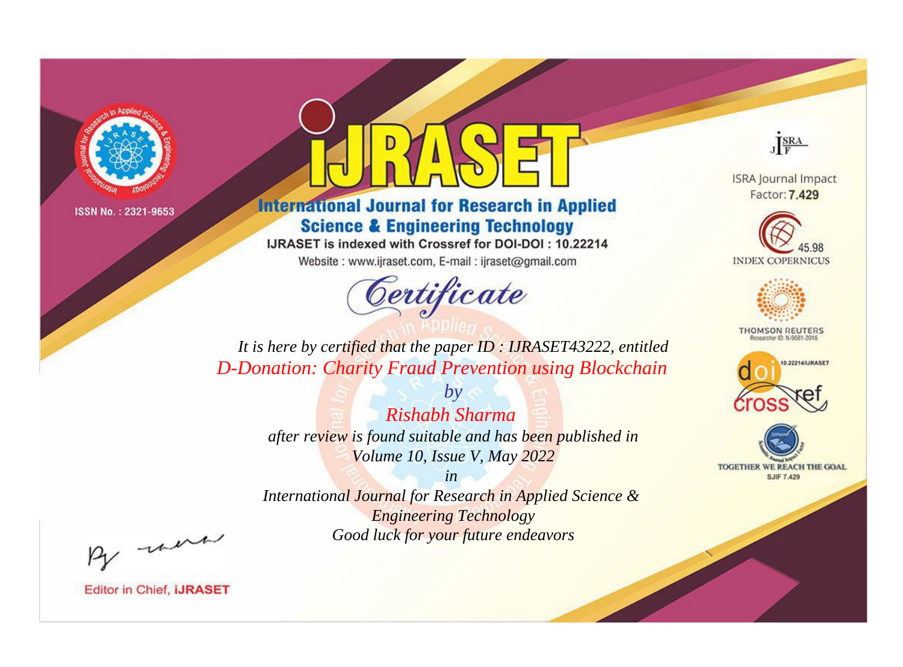ISSN No. : 2321-9653

# IJRASET

## International Journal for Research in Applied Science & Engineering Technology

IJRASET is indexed with Crossref for DOI-DOI : 10.22214

Website : www.ijraset.com, E-mail : ijraset@gmail.com

# Certificate

*It is here by certified that the paper ID : IJRASET43222, entitled*

*D-Donation: Charity Fraud Prevention using Blockchain*

*by*

*Rishabh Sharma*

*after review is found suitable and has been published in*

*Volume 10, Issue V, May 2022*

*in*

*International Journal for Research in Applied Science & Engineering Technology*

*Good luck for your future endeavors*

Editor in Chief, iJRASET

ISRA Journal Impact Factor: **7.429**

45.98 INDEX COPERNICUS

THOMSON REUTERS Researcher ID: N-9681-2016

10.22214/IJRASET

TOGETHER WE REACH THE GOAL SJIF 7.429